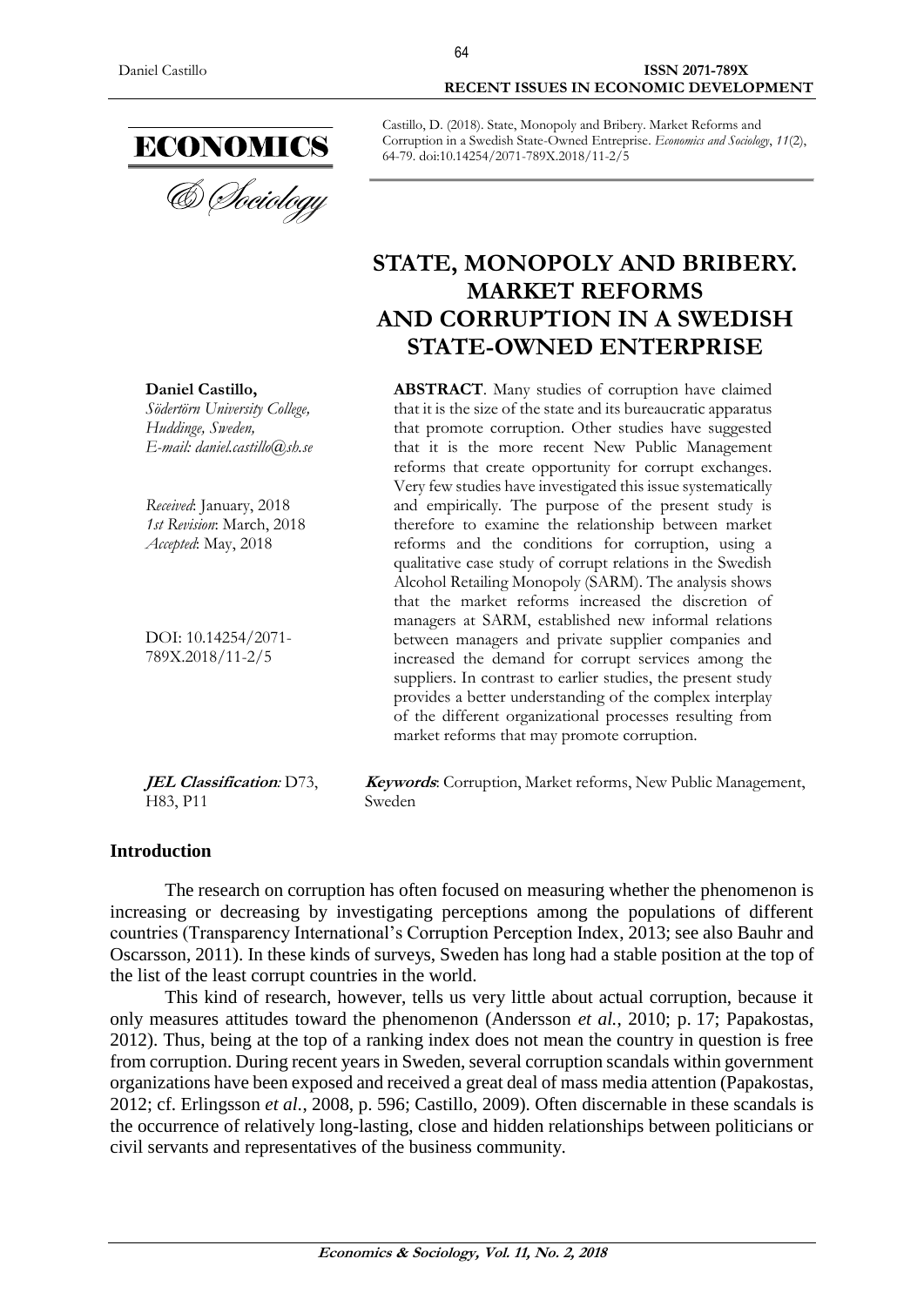Castillo, D. (2018). State, Monopoly and Bribery. Market Reforms and Corruption in a Swedish State-Owned Entreprise. *Economics and Sociology*, *11*(2), 64-79. doi:10.14254/2071-789X.2018/11-2/5

# STATE, MONOPOLY AND BRIBERY. MARKET REFORMS AND CORRUPTION IN A SWEDISH STATE-OWNED ENTERPRISE

**Daniel Castillo,**
*Södertörn University College, Huddinge, Sweden,*
*E-mail: daniel.castillo@sh.se*

*Received*: January, 2018
*1st Revision*: March, 2018
*Accepted*: May, 2018

DOI: 10.14254/2071-789X.2018/11-2/5

**ABSTRACT**. Many studies of corruption have claimed that it is the size of the state and its bureaucratic apparatus that promote corruption. Other studies have suggested that it is the more recent New Public Management reforms that create opportunity for corrupt exchanges. Very few studies have investigated this issue systematically and empirically. The purpose of the present study is therefore to examine the relationship between market reforms and the conditions for corruption, using a qualitative case study of corrupt relations in the Swedish Alcohol Retailing Monopoly (SARM). The analysis shows that the market reforms increased the discretion of managers at SARM, established new informal relations between managers and private supplier companies and increased the demand for corrupt services among the suppliers. In contrast to earlier studies, the present study provides a better understanding of the complex interplay of the different organizational processes resulting from market reforms that may promote corruption.

***JEL Classification**:* D73, H83, P11

***Keywords***: Corruption, Market reforms, New Public Management, Sweden

## Introduction

The research on corruption has often focused on measuring whether the phenomenon is increasing or decreasing by investigating perceptions among the populations of different countries (Transparency International's Corruption Perception Index, 2013; see also Bauhr and Oscarsson, 2011). In these kinds of surveys, Sweden has long had a stable position at the top of the list of the least corrupt countries in the world.

This kind of research, however, tells us very little about actual corruption, because it only measures attitudes toward the phenomenon (Andersson *et al.*, 2010; p. 17; Papakostas, 2012). Thus, being at the top of a ranking index does not mean the country in question is free from corruption. During recent years in Sweden, several corruption scandals within government organizations have been exposed and received a great deal of mass media attention (Papakostas, 2012; cf. Erlingsson *et al.*, 2008, p. 596; Castillo, 2009). Often discernable in these scandals is the occurrence of relatively long-lasting, close and hidden relationships between politicians or civil servants and representatives of the business community.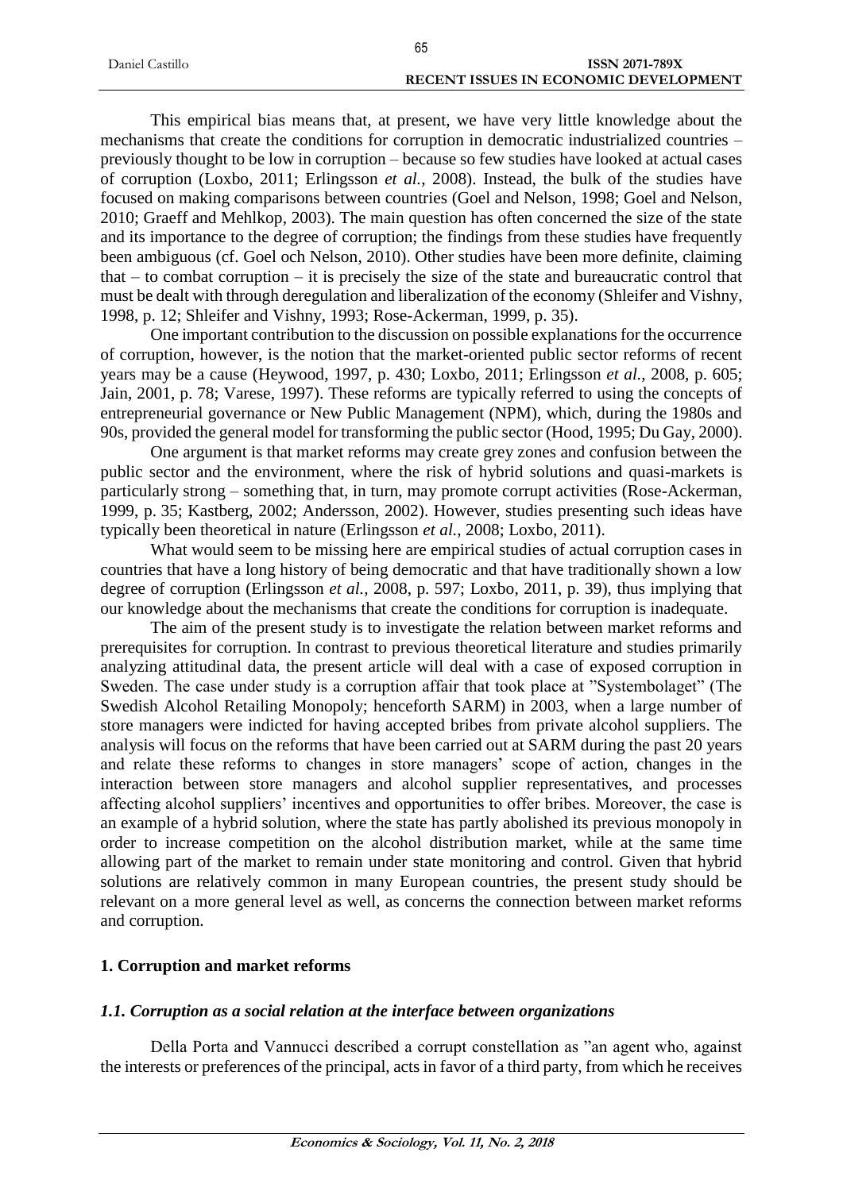This empirical bias means that, at present, we have very little knowledge about the mechanisms that create the conditions for corruption in democratic industrialized countries – previously thought to be low in corruption – because so few studies have looked at actual cases of corruption (Loxbo, 2011; Erlingsson *et al.*, 2008). Instead, the bulk of the studies have focused on making comparisons between countries (Goel and Nelson, 1998; Goel and Nelson, 2010; Graeff and Mehlkop, 2003). The main question has often concerned the size of the state and its importance to the degree of corruption; the findings from these studies have frequently been ambiguous (cf. Goel och Nelson, 2010). Other studies have been more definite, claiming that – to combat corruption – it is precisely the size of the state and bureaucratic control that must be dealt with through deregulation and liberalization of the economy (Shleifer and Vishny, 1998, p. 12; Shleifer and Vishny, 1993; Rose-Ackerman, 1999, p. 35).

One important contribution to the discussion on possible explanations for the occurrence of corruption, however, is the notion that the market-oriented public sector reforms of recent years may be a cause (Heywood, 1997, p. 430; Loxbo, 2011; Erlingsson *et al.*, 2008, p. 605; Jain, 2001, p. 78; Varese, 1997). These reforms are typically referred to using the concepts of entrepreneurial governance or New Public Management (NPM), which, during the 1980s and 90s, provided the general model for transforming the public sector (Hood, 1995; Du Gay, 2000).

One argument is that market reforms may create grey zones and confusion between the public sector and the environment, where the risk of hybrid solutions and quasi-markets is particularly strong – something that, in turn, may promote corrupt activities (Rose-Ackerman, 1999, p. 35; Kastberg, 2002; Andersson, 2002). However, studies presenting such ideas have typically been theoretical in nature (Erlingsson *et al.*, 2008; Loxbo, 2011).

What would seem to be missing here are empirical studies of actual corruption cases in countries that have a long history of being democratic and that have traditionally shown a low degree of corruption (Erlingsson *et al.*, 2008, p. 597; Loxbo, 2011, p. 39), thus implying that our knowledge about the mechanisms that create the conditions for corruption is inadequate.

The aim of the present study is to investigate the relation between market reforms and prerequisites for corruption. In contrast to previous theoretical literature and studies primarily analyzing attitudinal data, the present article will deal with a case of exposed corruption in Sweden. The case under study is a corruption affair that took place at "Systembolaget" (The Swedish Alcohol Retailing Monopoly; henceforth SARM) in 2003, when a large number of store managers were indicted for having accepted bribes from private alcohol suppliers. The analysis will focus on the reforms that have been carried out at SARM during the past 20 years and relate these reforms to changes in store managers' scope of action, changes in the interaction between store managers and alcohol supplier representatives, and processes affecting alcohol suppliers' incentives and opportunities to offer bribes. Moreover, the case is an example of a hybrid solution, where the state has partly abolished its previous monopoly in order to increase competition on the alcohol distribution market, while at the same time allowing part of the market to remain under state monitoring and control. Given that hybrid solutions are relatively common in many European countries, the present study should be relevant on a more general level as well, as concerns the connection between market reforms and corruption.

## 1. Corruption and market reforms

### *1.1. Corruption as a social relation at the interface between organizations*

Della Porta and Vannucci described a corrupt constellation as "an agent who, against the interests or preferences of the principal, acts in favor of a third party, from which he receives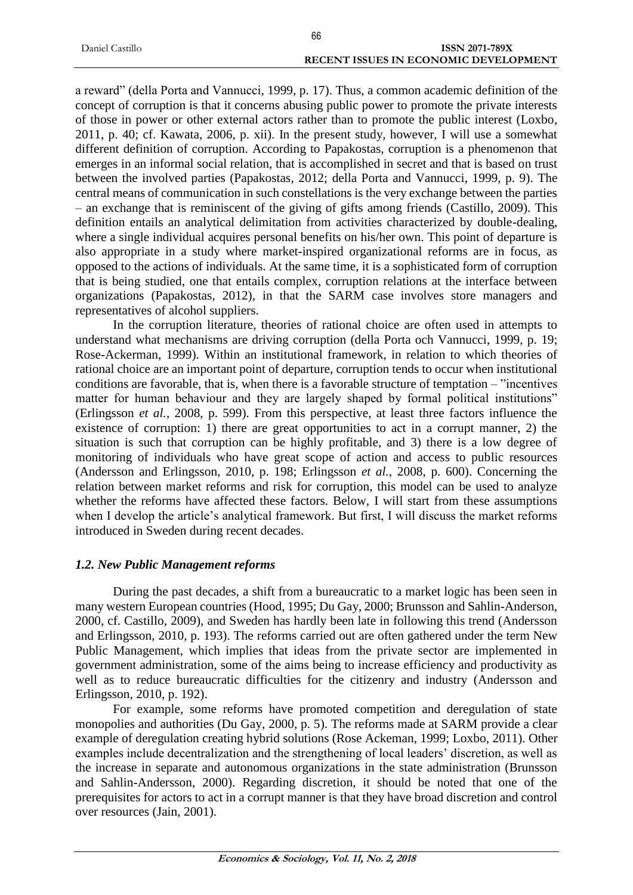a reward" (della Porta and Vannucci, 1999, p. 17). Thus, a common academic definition of the concept of corruption is that it concerns abusing public power to promote the private interests of those in power or other external actors rather than to promote the public interest (Loxbo, 2011, p. 40; cf. Kawata, 2006, p. xii). In the present study, however, I will use a somewhat different definition of corruption. According to Papakostas, corruption is a phenomenon that emerges in an informal social relation, that is accomplished in secret and that is based on trust between the involved parties (Papakostas, 2012; della Porta and Vannucci, 1999, p. 9). The central means of communication in such constellations is the very exchange between the parties – an exchange that is reminiscent of the giving of gifts among friends (Castillo, 2009). This definition entails an analytical delimitation from activities characterized by double-dealing, where a single individual acquires personal benefits on his/her own. This point of departure is also appropriate in a study where market-inspired organizational reforms are in focus, as opposed to the actions of individuals. At the same time, it is a sophisticated form of corruption that is being studied, one that entails complex, corruption relations at the interface between organizations (Papakostas, 2012), in that the SARM case involves store managers and representatives of alcohol suppliers.

In the corruption literature, theories of rational choice are often used in attempts to understand what mechanisms are driving corruption (della Porta och Vannucci, 1999, p. 19; Rose-Ackerman, 1999). Within an institutional framework, in relation to which theories of rational choice are an important point of departure, corruption tends to occur when institutional conditions are favorable, that is, when there is a favorable structure of temptation – "incentives matter for human behaviour and they are largely shaped by formal political institutions" (Erlingsson *et al.*, 2008, p. 599). From this perspective, at least three factors influence the existence of corruption: 1) there are great opportunities to act in a corrupt manner, 2) the situation is such that corruption can be highly profitable, and 3) there is a low degree of monitoring of individuals who have great scope of action and access to public resources (Andersson and Erlingsson, 2010, p. 198; Erlingsson *et al.*, 2008, p. 600). Concerning the relation between market reforms and risk for corruption, this model can be used to analyze whether the reforms have affected these factors. Below, I will start from these assumptions when I develop the article's analytical framework. But first, I will discuss the market reforms introduced in Sweden during recent decades.

### *1.2. New Public Management reforms*

During the past decades, a shift from a bureaucratic to a market logic has been seen in many western European countries (Hood, 1995; Du Gay, 2000; Brunsson and Sahlin-Anderson, 2000, cf. Castillo, 2009), and Sweden has hardly been late in following this trend (Andersson and Erlingsson, 2010, p. 193). The reforms carried out are often gathered under the term New Public Management, which implies that ideas from the private sector are implemented in government administration, some of the aims being to increase efficiency and productivity as well as to reduce bureaucratic difficulties for the citizenry and industry (Andersson and Erlingsson, 2010, p. 192).

For example, some reforms have promoted competition and deregulation of state monopolies and authorities (Du Gay, 2000, p. 5). The reforms made at SARM provide a clear example of deregulation creating hybrid solutions (Rose Ackeman, 1999; Loxbo, 2011). Other examples include decentralization and the strengthening of local leaders' discretion, as well as the increase in separate and autonomous organizations in the state administration (Brunsson and Sahlin-Andersson, 2000). Regarding discretion, it should be noted that one of the prerequisites for actors to act in a corrupt manner is that they have broad discretion and control over resources (Jain, 2001).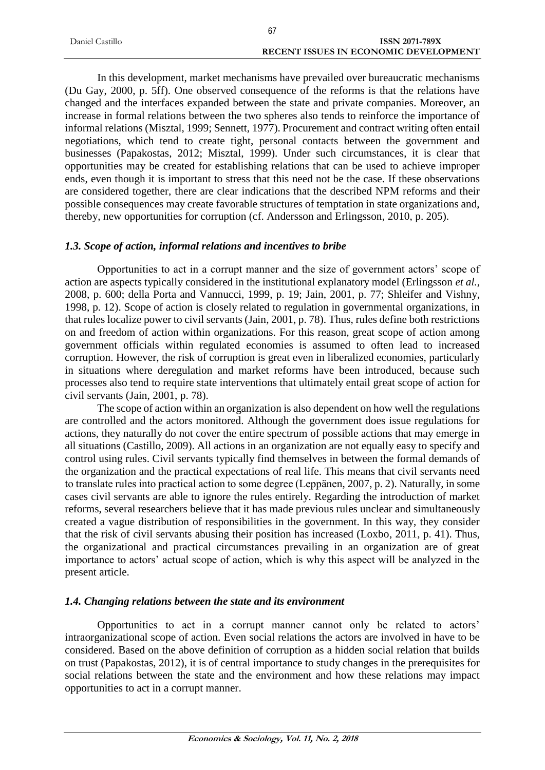In this development, market mechanisms have prevailed over bureaucratic mechanisms (Du Gay, 2000, p. 5ff). One observed consequence of the reforms is that the relations have changed and the interfaces expanded between the state and private companies. Moreover, an increase in formal relations between the two spheres also tends to reinforce the importance of informal relations (Misztal, 1999; Sennett, 1977). Procurement and contract writing often entail negotiations, which tend to create tight, personal contacts between the government and businesses (Papakostas, 2012; Misztal, 1999). Under such circumstances, it is clear that opportunities may be created for establishing relations that can be used to achieve improper ends, even though it is important to stress that this need not be the case. If these observations are considered together, there are clear indications that the described NPM reforms and their possible consequences may create favorable structures of temptation in state organizations and, thereby, new opportunities for corruption (cf. Andersson and Erlingsson, 2010, p. 205).

### *1.3. Scope of action, informal relations and incentives to bribe*

Opportunities to act in a corrupt manner and the size of government actors' scope of action are aspects typically considered in the institutional explanatory model (Erlingsson *et al.*, 2008, p. 600; della Porta and Vannucci, 1999, p. 19; Jain, 2001, p. 77; Shleifer and Vishny, 1998, p. 12). Scope of action is closely related to regulation in governmental organizations, in that rules localize power to civil servants (Jain, 2001, p. 78). Thus, rules define both restrictions on and freedom of action within organizations. For this reason, great scope of action among government officials within regulated economies is assumed to often lead to increased corruption. However, the risk of corruption is great even in liberalized economies, particularly in situations where deregulation and market reforms have been introduced, because such processes also tend to require state interventions that ultimately entail great scope of action for civil servants (Jain, 2001, p. 78).

The scope of action within an organization is also dependent on how well the regulations are controlled and the actors monitored. Although the government does issue regulations for actions, they naturally do not cover the entire spectrum of possible actions that may emerge in all situations (Castillo, 2009). All actions in an organization are not equally easy to specify and control using rules. Civil servants typically find themselves in between the formal demands of the organization and the practical expectations of real life. This means that civil servants need to translate rules into practical action to some degree (Leppänen, 2007, p. 2). Naturally, in some cases civil servants are able to ignore the rules entirely. Regarding the introduction of market reforms, several researchers believe that it has made previous rules unclear and simultaneously created a vague distribution of responsibilities in the government. In this way, they consider that the risk of civil servants abusing their position has increased (Loxbo, 2011, p. 41). Thus, the organizational and practical circumstances prevailing in an organization are of great importance to actors' actual scope of action, which is why this aspect will be analyzed in the present article.

### *1.4. Changing relations between the state and its environment*

Opportunities to act in a corrupt manner cannot only be related to actors' intraorganizational scope of action. Even social relations the actors are involved in have to be considered. Based on the above definition of corruption as a hidden social relation that builds on trust (Papakostas, 2012), it is of central importance to study changes in the prerequisites for social relations between the state and the environment and how these relations may impact opportunities to act in a corrupt manner.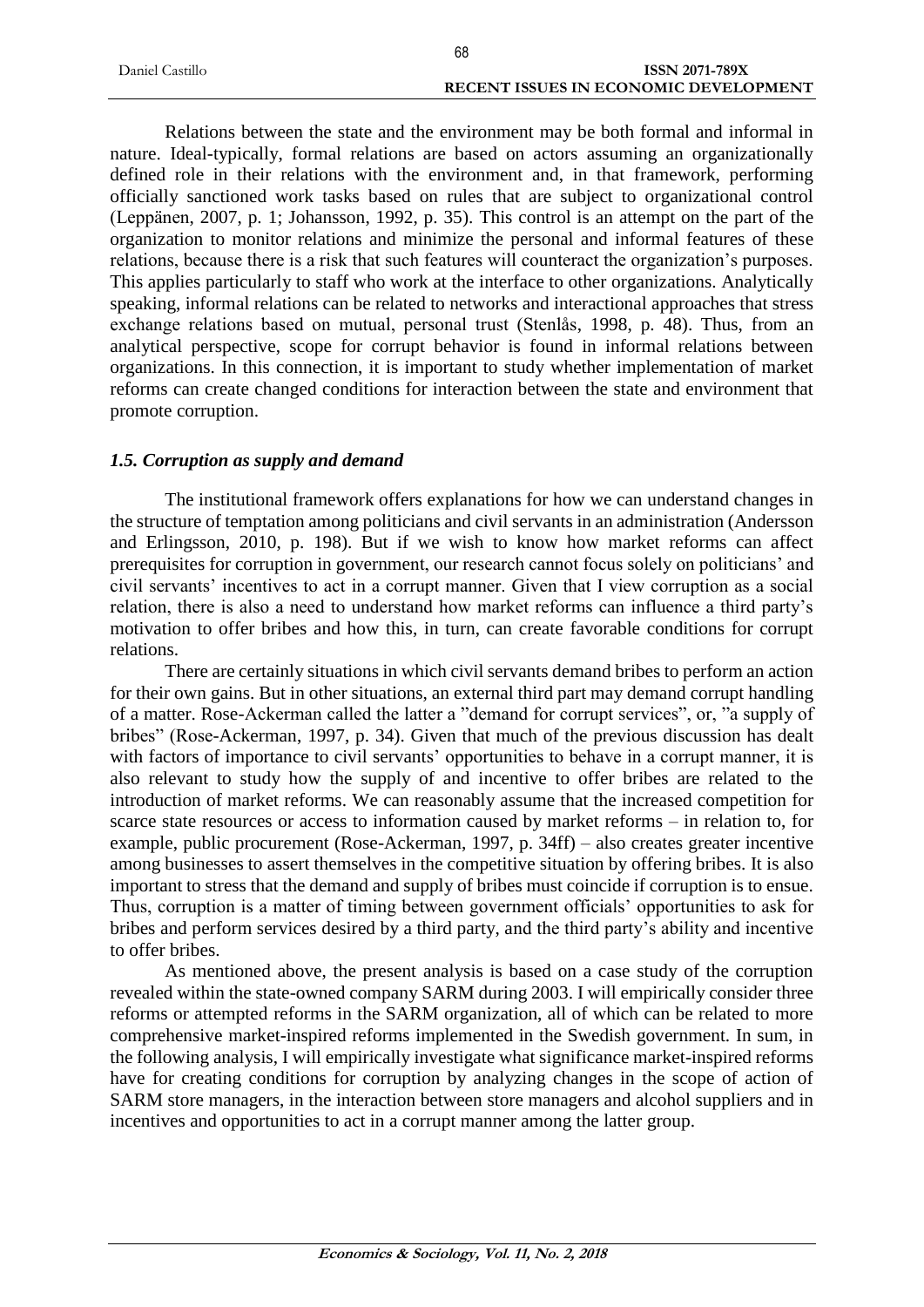Relations between the state and the environment may be both formal and informal in nature. Ideal-typically, formal relations are based on actors assuming an organizationally defined role in their relations with the environment and, in that framework, performing officially sanctioned work tasks based on rules that are subject to organizational control (Leppänen, 2007, p. 1; Johansson, 1992, p. 35). This control is an attempt on the part of the organization to monitor relations and minimize the personal and informal features of these relations, because there is a risk that such features will counteract the organization's purposes. This applies particularly to staff who work at the interface to other organizations. Analytically speaking, informal relations can be related to networks and interactional approaches that stress exchange relations based on mutual, personal trust (Stenlås, 1998, p. 48). Thus, from an analytical perspective, scope for corrupt behavior is found in informal relations between organizations. In this connection, it is important to study whether implementation of market reforms can create changed conditions for interaction between the state and environment that promote corruption.

### *1.5. Corruption as supply and demand*

The institutional framework offers explanations for how we can understand changes in the structure of temptation among politicians and civil servants in an administration (Andersson and Erlingsson, 2010, p. 198). But if we wish to know how market reforms can affect prerequisites for corruption in government, our research cannot focus solely on politicians' and civil servants' incentives to act in a corrupt manner. Given that I view corruption as a social relation, there is also a need to understand how market reforms can influence a third party's motivation to offer bribes and how this, in turn, can create favorable conditions for corrupt relations.

There are certainly situations in which civil servants demand bribes to perform an action for their own gains. But in other situations, an external third part may demand corrupt handling of a matter. Rose-Ackerman called the latter a "demand for corrupt services", or, "a supply of bribes" (Rose-Ackerman, 1997, p. 34). Given that much of the previous discussion has dealt with factors of importance to civil servants' opportunities to behave in a corrupt manner, it is also relevant to study how the supply of and incentive to offer bribes are related to the introduction of market reforms. We can reasonably assume that the increased competition for scarce state resources or access to information caused by market reforms – in relation to, for example, public procurement (Rose-Ackerman, 1997, p. 34ff) – also creates greater incentive among businesses to assert themselves in the competitive situation by offering bribes. It is also important to stress that the demand and supply of bribes must coincide if corruption is to ensue. Thus, corruption is a matter of timing between government officials' opportunities to ask for bribes and perform services desired by a third party, and the third party's ability and incentive to offer bribes.

As mentioned above, the present analysis is based on a case study of the corruption revealed within the state-owned company SARM during 2003. I will empirically consider three reforms or attempted reforms in the SARM organization, all of which can be related to more comprehensive market-inspired reforms implemented in the Swedish government. In sum, in the following analysis, I will empirically investigate what significance market-inspired reforms have for creating conditions for corruption by analyzing changes in the scope of action of SARM store managers, in the interaction between store managers and alcohol suppliers and in incentives and opportunities to act in a corrupt manner among the latter group.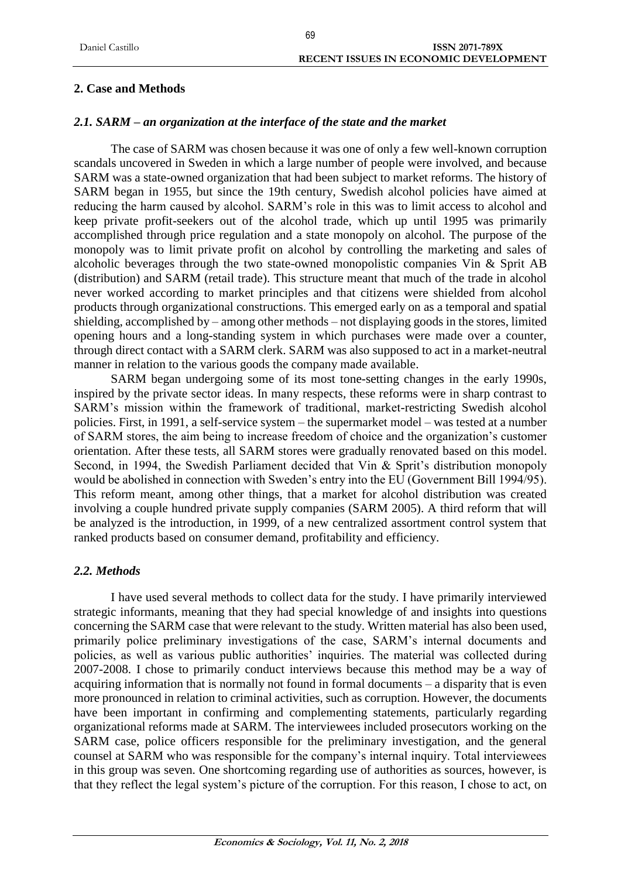## 2. Case and Methods

### *2.1. SARM – an organization at the interface of the state and the market*

The case of SARM was chosen because it was one of only a few well-known corruption scandals uncovered in Sweden in which a large number of people were involved, and because SARM was a state-owned organization that had been subject to market reforms. The history of SARM began in 1955, but since the 19th century, Swedish alcohol policies have aimed at reducing the harm caused by alcohol. SARM's role in this was to limit access to alcohol and keep private profit-seekers out of the alcohol trade, which up until 1995 was primarily accomplished through price regulation and a state monopoly on alcohol. The purpose of the monopoly was to limit private profit on alcohol by controlling the marketing and sales of alcoholic beverages through the two state-owned monopolistic companies Vin & Sprit AB (distribution) and SARM (retail trade). This structure meant that much of the trade in alcohol never worked according to market principles and that citizens were shielded from alcohol products through organizational constructions. This emerged early on as a temporal and spatial shielding, accomplished by – among other methods – not displaying goods in the stores, limited opening hours and a long-standing system in which purchases were made over a counter, through direct contact with a SARM clerk. SARM was also supposed to act in a market-neutral manner in relation to the various goods the company made available.

SARM began undergoing some of its most tone-setting changes in the early 1990s, inspired by the private sector ideas. In many respects, these reforms were in sharp contrast to SARM's mission within the framework of traditional, market-restricting Swedish alcohol policies. First, in 1991, a self-service system – the supermarket model – was tested at a number of SARM stores, the aim being to increase freedom of choice and the organization's customer orientation. After these tests, all SARM stores were gradually renovated based on this model. Second, in 1994, the Swedish Parliament decided that Vin & Sprit's distribution monopoly would be abolished in connection with Sweden's entry into the EU (Government Bill 1994/95). This reform meant, among other things, that a market for alcohol distribution was created involving a couple hundred private supply companies (SARM 2005). A third reform that will be analyzed is the introduction, in 1999, of a new centralized assortment control system that ranked products based on consumer demand, profitability and efficiency.

### *2.2. Methods*

I have used several methods to collect data for the study. I have primarily interviewed strategic informants, meaning that they had special knowledge of and insights into questions concerning the SARM case that were relevant to the study. Written material has also been used, primarily police preliminary investigations of the case, SARM's internal documents and policies, as well as various public authorities' inquiries. The material was collected during 2007-2008. I chose to primarily conduct interviews because this method may be a way of acquiring information that is normally not found in formal documents – a disparity that is even more pronounced in relation to criminal activities, such as corruption. However, the documents have been important in confirming and complementing statements, particularly regarding organizational reforms made at SARM. The interviewees included prosecutors working on the SARM case, police officers responsible for the preliminary investigation, and the general counsel at SARM who was responsible for the company's internal inquiry. Total interviewees in this group was seven. One shortcoming regarding use of authorities as sources, however, is that they reflect the legal system's picture of the corruption. For this reason, I chose to act, on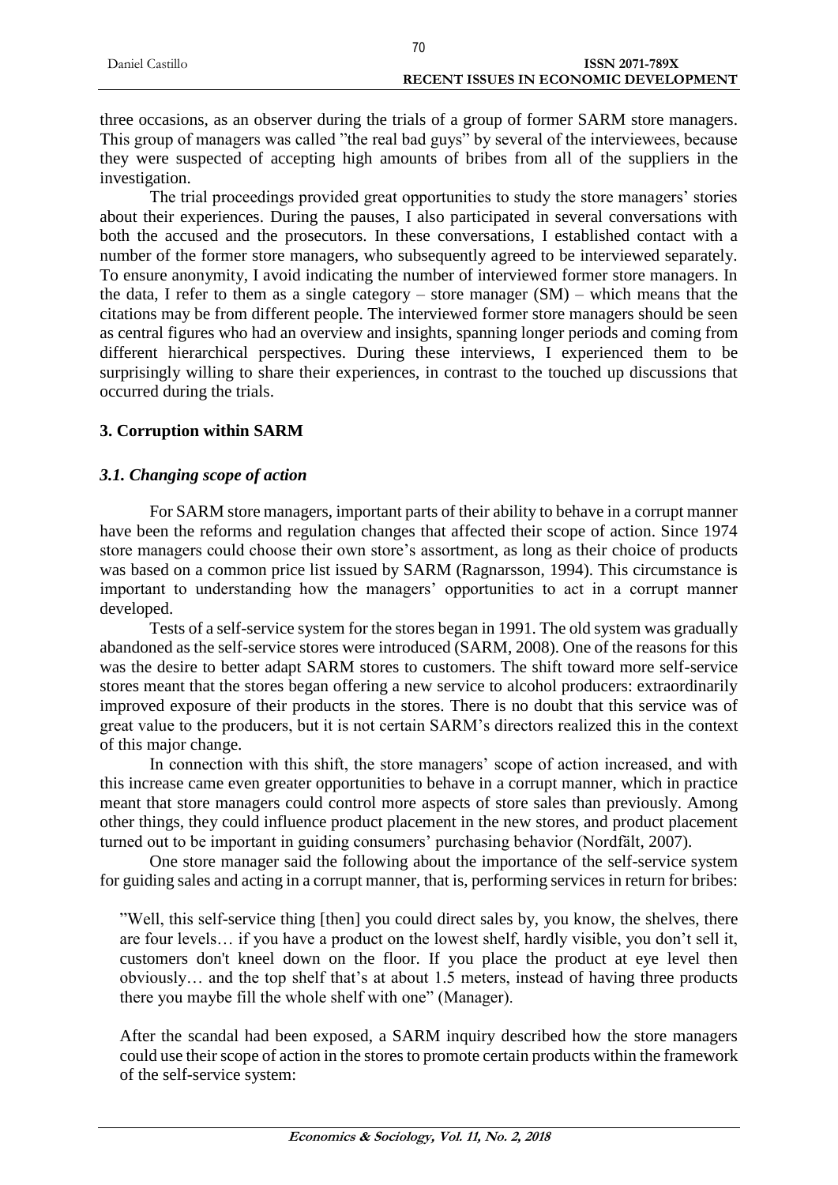three occasions, as an observer during the trials of a group of former SARM store managers. This group of managers was called "the real bad guys" by several of the interviewees, because they were suspected of accepting high amounts of bribes from all of the suppliers in the investigation.

The trial proceedings provided great opportunities to study the store managers' stories about their experiences. During the pauses, I also participated in several conversations with both the accused and the prosecutors. In these conversations, I established contact with a number of the former store managers, who subsequently agreed to be interviewed separately. To ensure anonymity, I avoid indicating the number of interviewed former store managers. In the data, I refer to them as a single category – store manager (SM) – which means that the citations may be from different people. The interviewed former store managers should be seen as central figures who had an overview and insights, spanning longer periods and coming from different hierarchical perspectives. During these interviews, I experienced them to be surprisingly willing to share their experiences, in contrast to the touched up discussions that occurred during the trials.

## 3. Corruption within SARM

### *3.1. Changing scope of action*

For SARM store managers, important parts of their ability to behave in a corrupt manner have been the reforms and regulation changes that affected their scope of action. Since 1974 store managers could choose their own store's assortment, as long as their choice of products was based on a common price list issued by SARM (Ragnarsson, 1994). This circumstance is important to understanding how the managers' opportunities to act in a corrupt manner developed.

Tests of a self-service system for the stores began in 1991. The old system was gradually abandoned as the self-service stores were introduced (SARM, 2008). One of the reasons for this was the desire to better adapt SARM stores to customers. The shift toward more self-service stores meant that the stores began offering a new service to alcohol producers: extraordinarily improved exposure of their products in the stores. There is no doubt that this service was of great value to the producers, but it is not certain SARM's directors realized this in the context of this major change.

In connection with this shift, the store managers' scope of action increased, and with this increase came even greater opportunities to behave in a corrupt manner, which in practice meant that store managers could control more aspects of store sales than previously. Among other things, they could influence product placement in the new stores, and product placement turned out to be important in guiding consumers' purchasing behavior (Nordfält, 2007).

One store manager said the following about the importance of the self-service system for guiding sales and acting in a corrupt manner, that is, performing services in return for bribes:

> "Well, this self-service thing [then] you could direct sales by, you know, the shelves, there are four levels… if you have a product on the lowest shelf, hardly visible, you don't sell it, customers don't kneel down on the floor. If you place the product at eye level then obviously… and the top shelf that's at about 1.5 meters, instead of having three products there you maybe fill the whole shelf with one" (Manager).

After the scandal had been exposed, a SARM inquiry described how the store managers could use their scope of action in the stores to promote certain products within the framework of the self-service system: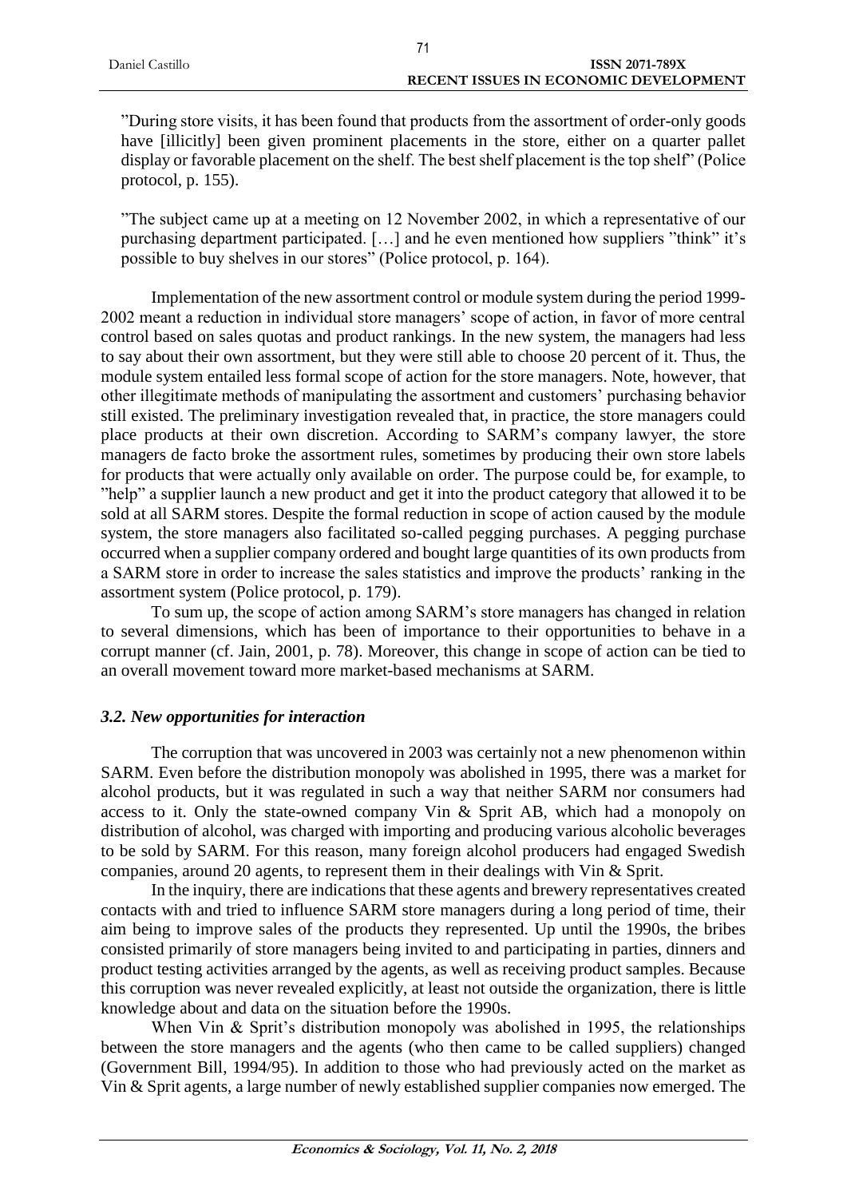”During store visits, it has been found that products from the assortment of order-only goods have [illicitly] been given prominent placements in the store, either on a quarter pallet display or favorable placement on the shelf. The best shelf placement is the top shelf” (Police protocol, p. 155).

”The subject came up at a meeting on 12 November 2002, in which a representative of our purchasing department participated. […] and he even mentioned how suppliers ”think” it’s possible to buy shelves in our stores” (Police protocol, p. 164).

Implementation of the new assortment control or module system during the period 1999-2002 meant a reduction in individual store managers’ scope of action, in favor of more central control based on sales quotas and product rankings. In the new system, the managers had less to say about their own assortment, but they were still able to choose 20 percent of it. Thus, the module system entailed less formal scope of action for the store managers. Note, however, that other illegitimate methods of manipulating the assortment and customers’ purchasing behavior still existed. The preliminary investigation revealed that, in practice, the store managers could place products at their own discretion. According to SARM’s company lawyer, the store managers de facto broke the assortment rules, sometimes by producing their own store labels for products that were actually only available on order. The purpose could be, for example, to ”help” a supplier launch a new product and get it into the product category that allowed it to be sold at all SARM stores. Despite the formal reduction in scope of action caused by the module system, the store managers also facilitated so-called pegging purchases. A pegging purchase occurred when a supplier company ordered and bought large quantities of its own products from a SARM store in order to increase the sales statistics and improve the products’ ranking in the assortment system (Police protocol, p. 179).

To sum up, the scope of action among SARM’s store managers has changed in relation to several dimensions, which has been of importance to their opportunities to behave in a corrupt manner (cf. Jain, 2001, p. 78). Moreover, this change in scope of action can be tied to an overall movement toward more market-based mechanisms at SARM.

### *3.2. New opportunities for interaction*

The corruption that was uncovered in 2003 was certainly not a new phenomenon within SARM. Even before the distribution monopoly was abolished in 1995, there was a market for alcohol products, but it was regulated in such a way that neither SARM nor consumers had access to it. Only the state-owned company Vin & Sprit AB, which had a monopoly on distribution of alcohol, was charged with importing and producing various alcoholic beverages to be sold by SARM. For this reason, many foreign alcohol producers had engaged Swedish companies, around 20 agents, to represent them in their dealings with Vin & Sprit.

In the inquiry, there are indications that these agents and brewery representatives created contacts with and tried to influence SARM store managers during a long period of time, their aim being to improve sales of the products they represented. Up until the 1990s, the bribes consisted primarily of store managers being invited to and participating in parties, dinners and product testing activities arranged by the agents, as well as receiving product samples. Because this corruption was never revealed explicitly, at least not outside the organization, there is little knowledge about and data on the situation before the 1990s.

When Vin & Sprit’s distribution monopoly was abolished in 1995, the relationships between the store managers and the agents (who then came to be called suppliers) changed (Government Bill, 1994/95). In addition to those who had previously acted on the market as Vin & Sprit agents, a large number of newly established supplier companies now emerged. The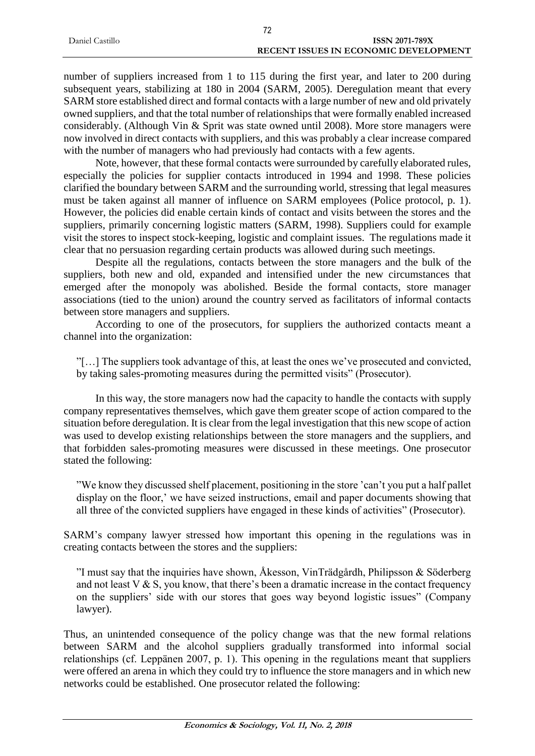number of suppliers increased from 1 to 115 during the first year, and later to 200 during subsequent years, stabilizing at 180 in 2004 (SARM, 2005). Deregulation meant that every SARM store established direct and formal contacts with a large number of new and old privately owned suppliers, and that the total number of relationships that were formally enabled increased considerably. (Although Vin & Sprit was state owned until 2008). More store managers were now involved in direct contacts with suppliers, and this was probably a clear increase compared with the number of managers who had previously had contacts with a few agents.

Note, however, that these formal contacts were surrounded by carefully elaborated rules, especially the policies for supplier contacts introduced in 1994 and 1998. These policies clarified the boundary between SARM and the surrounding world, stressing that legal measures must be taken against all manner of influence on SARM employees (Police protocol, p. 1). However, the policies did enable certain kinds of contact and visits between the stores and the suppliers, primarily concerning logistic matters (SARM, 1998). Suppliers could for example visit the stores to inspect stock-keeping, logistic and complaint issues. The regulations made it clear that no persuasion regarding certain products was allowed during such meetings.

Despite all the regulations, contacts between the store managers and the bulk of the suppliers, both new and old, expanded and intensified under the new circumstances that emerged after the monopoly was abolished. Beside the formal contacts, store manager associations (tied to the union) around the country served as facilitators of informal contacts between store managers and suppliers.

According to one of the prosecutors, for suppliers the authorized contacts meant a channel into the organization:

> "[…] The suppliers took advantage of this, at least the ones we've prosecuted and convicted, by taking sales-promoting measures during the permitted visits" (Prosecutor).

In this way, the store managers now had the capacity to handle the contacts with supply company representatives themselves, which gave them greater scope of action compared to the situation before deregulation. It is clear from the legal investigation that this new scope of action was used to develop existing relationships between the store managers and the suppliers, and that forbidden sales-promoting measures were discussed in these meetings. One prosecutor stated the following:

> "We know they discussed shelf placement, positioning in the store 'can't you put a half pallet display on the floor,' we have seized instructions, email and paper documents showing that all three of the convicted suppliers have engaged in these kinds of activities" (Prosecutor).

SARM's company lawyer stressed how important this opening in the regulations was in creating contacts between the stores and the suppliers:

> "I must say that the inquiries have shown, Åkesson, VinTrädgårdh, Philipsson & Söderberg and not least V & S, you know, that there's been a dramatic increase in the contact frequency on the suppliers' side with our stores that goes way beyond logistic issues" (Company lawyer).

Thus, an unintended consequence of the policy change was that the new formal relations between SARM and the alcohol suppliers gradually transformed into informal social relationships (cf. Leppänen 2007, p. 1). This opening in the regulations meant that suppliers were offered an arena in which they could try to influence the store managers and in which new networks could be established. One prosecutor related the following: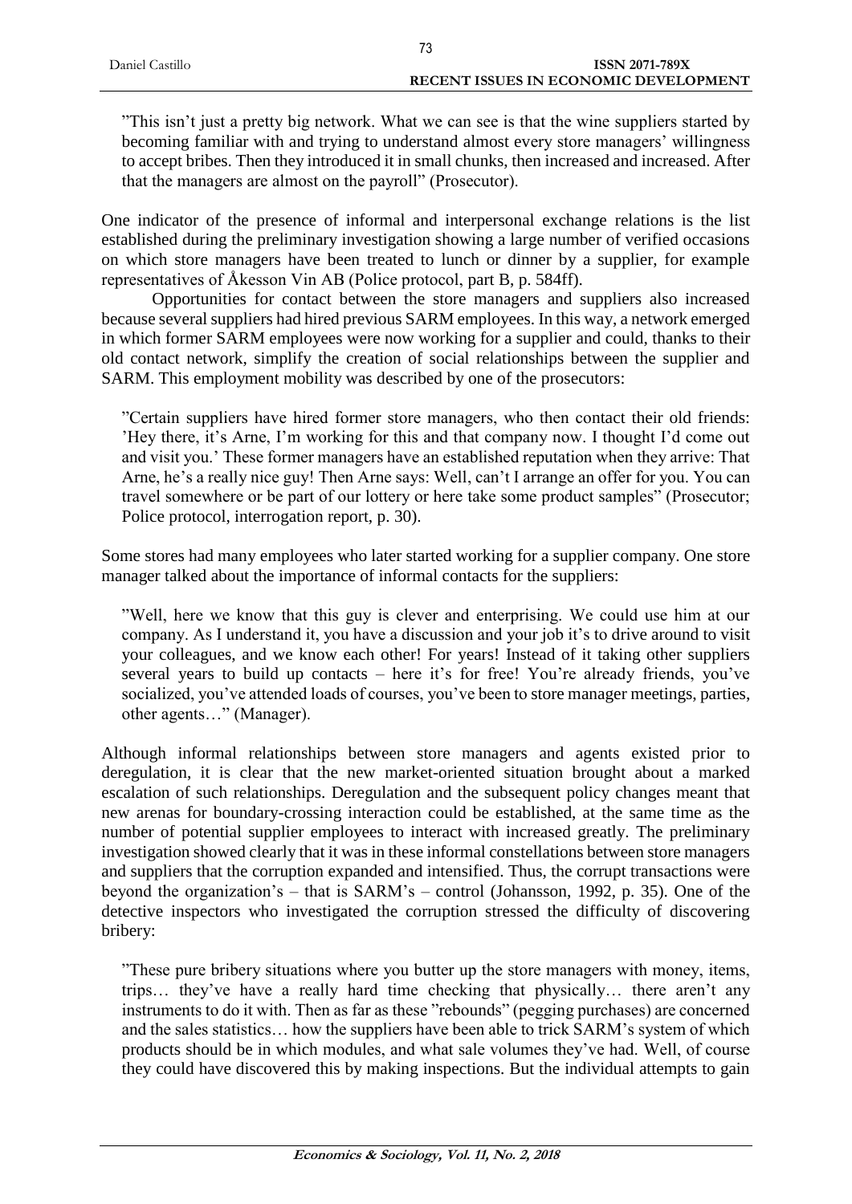> ”This isn’t just a pretty big network. What we can see is that the wine suppliers started by becoming familiar with and trying to understand almost every store managers’ willingness to accept bribes. Then they introduced it in small chunks, then increased and increased. After that the managers are almost on the payroll” (Prosecutor).

One indicator of the presence of informal and interpersonal exchange relations is the list established during the preliminary investigation showing a large number of verified occasions on which store managers have been treated to lunch or dinner by a supplier, for example representatives of Åkesson Vin AB (Police protocol, part B, p. 584ff).

Opportunities for contact between the store managers and suppliers also increased because several suppliers had hired previous SARM employees. In this way, a network emerged in which former SARM employees were now working for a supplier and could, thanks to their old contact network, simplify the creation of social relationships between the supplier and SARM. This employment mobility was described by one of the prosecutors:

> ”Certain suppliers have hired former store managers, who then contact their old friends: ’Hey there, it’s Arne, I’m working for this and that company now. I thought I’d come out and visit you.’ These former managers have an established reputation when they arrive: That Arne, he’s a really nice guy! Then Arne says: Well, can’t I arrange an offer for you. You can travel somewhere or be part of our lottery or here take some product samples” (Prosecutor; Police protocol, interrogation report, p. 30).

Some stores had many employees who later started working for a supplier company. One store manager talked about the importance of informal contacts for the suppliers:

> ”Well, here we know that this guy is clever and enterprising. We could use him at our company. As I understand it, you have a discussion and your job it’s to drive around to visit your colleagues, and we know each other! For years! Instead of it taking other suppliers several years to build up contacts – here it’s for free! You’re already friends, you’ve socialized, you’ve attended loads of courses, you’ve been to store manager meetings, parties, other agents…” (Manager).

Although informal relationships between store managers and agents existed prior to deregulation, it is clear that the new market-oriented situation brought about a marked escalation of such relationships. Deregulation and the subsequent policy changes meant that new arenas for boundary-crossing interaction could be established, at the same time as the number of potential supplier employees to interact with increased greatly. The preliminary investigation showed clearly that it was in these informal constellations between store managers and suppliers that the corruption expanded and intensified. Thus, the corrupt transactions were beyond the organization’s – that is SARM’s – control (Johansson, 1992, p. 35). One of the detective inspectors who investigated the corruption stressed the difficulty of discovering bribery:

> ”These pure bribery situations where you butter up the store managers with money, items, trips… they’ve have a really hard time checking that physically… there aren’t any instruments to do it with. Then as far as these ”rebounds” (pegging purchases) are concerned and the sales statistics… how the suppliers have been able to trick SARM’s system of which products should be in which modules, and what sale volumes they’ve had. Well, of course they could have discovered this by making inspections. But the individual attempts to gain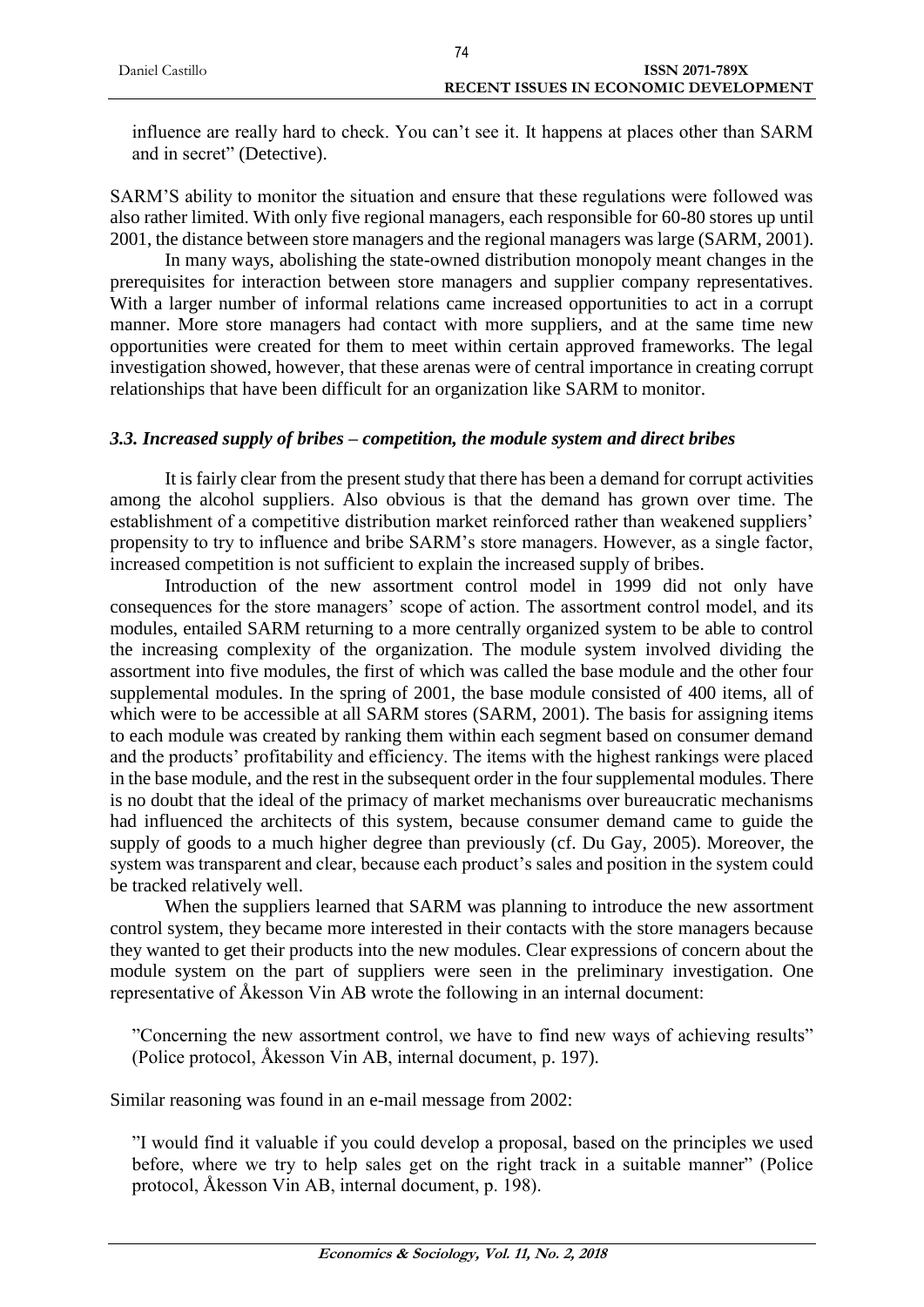influence are really hard to check. You can't see it. It happens at places other than SARM and in secret" (Detective).

SARM'S ability to monitor the situation and ensure that these regulations were followed was also rather limited. With only five regional managers, each responsible for 60-80 stores up until 2001, the distance between store managers and the regional managers was large (SARM, 2001).

In many ways, abolishing the state-owned distribution monopoly meant changes in the prerequisites for interaction between store managers and supplier company representatives. With a larger number of informal relations came increased opportunities to act in a corrupt manner. More store managers had contact with more suppliers, and at the same time new opportunities were created for them to meet within certain approved frameworks. The legal investigation showed, however, that these arenas were of central importance in creating corrupt relationships that have been difficult for an organization like SARM to monitor.

### *3.3. Increased supply of bribes – competition, the module system and direct bribes*

It is fairly clear from the present study that there has been a demand for corrupt activities among the alcohol suppliers. Also obvious is that the demand has grown over time. The establishment of a competitive distribution market reinforced rather than weakened suppliers' propensity to try to influence and bribe SARM's store managers. However, as a single factor, increased competition is not sufficient to explain the increased supply of bribes.

Introduction of the new assortment control model in 1999 did not only have consequences for the store managers' scope of action. The assortment control model, and its modules, entailed SARM returning to a more centrally organized system to be able to control the increasing complexity of the organization. The module system involved dividing the assortment into five modules, the first of which was called the base module and the other four supplemental modules. In the spring of 2001, the base module consisted of 400 items, all of which were to be accessible at all SARM stores (SARM, 2001). The basis for assigning items to each module was created by ranking them within each segment based on consumer demand and the products' profitability and efficiency. The items with the highest rankings were placed in the base module, and the rest in the subsequent order in the four supplemental modules. There is no doubt that the ideal of the primacy of market mechanisms over bureaucratic mechanisms had influenced the architects of this system, because consumer demand came to guide the supply of goods to a much higher degree than previously (cf. Du Gay, 2005). Moreover, the system was transparent and clear, because each product's sales and position in the system could be tracked relatively well.

When the suppliers learned that SARM was planning to introduce the new assortment control system, they became more interested in their contacts with the store managers because they wanted to get their products into the new modules. Clear expressions of concern about the module system on the part of suppliers were seen in the preliminary investigation. One representative of Åkesson Vin AB wrote the following in an internal document:

> "Concerning the new assortment control, we have to find new ways of achieving results" (Police protocol, Åkesson Vin AB, internal document, p. 197).

Similar reasoning was found in an e-mail message from 2002:

> "I would find it valuable if you could develop a proposal, based on the principles we used before, where we try to help sales get on the right track in a suitable manner" (Police protocol, Åkesson Vin AB, internal document, p. 198).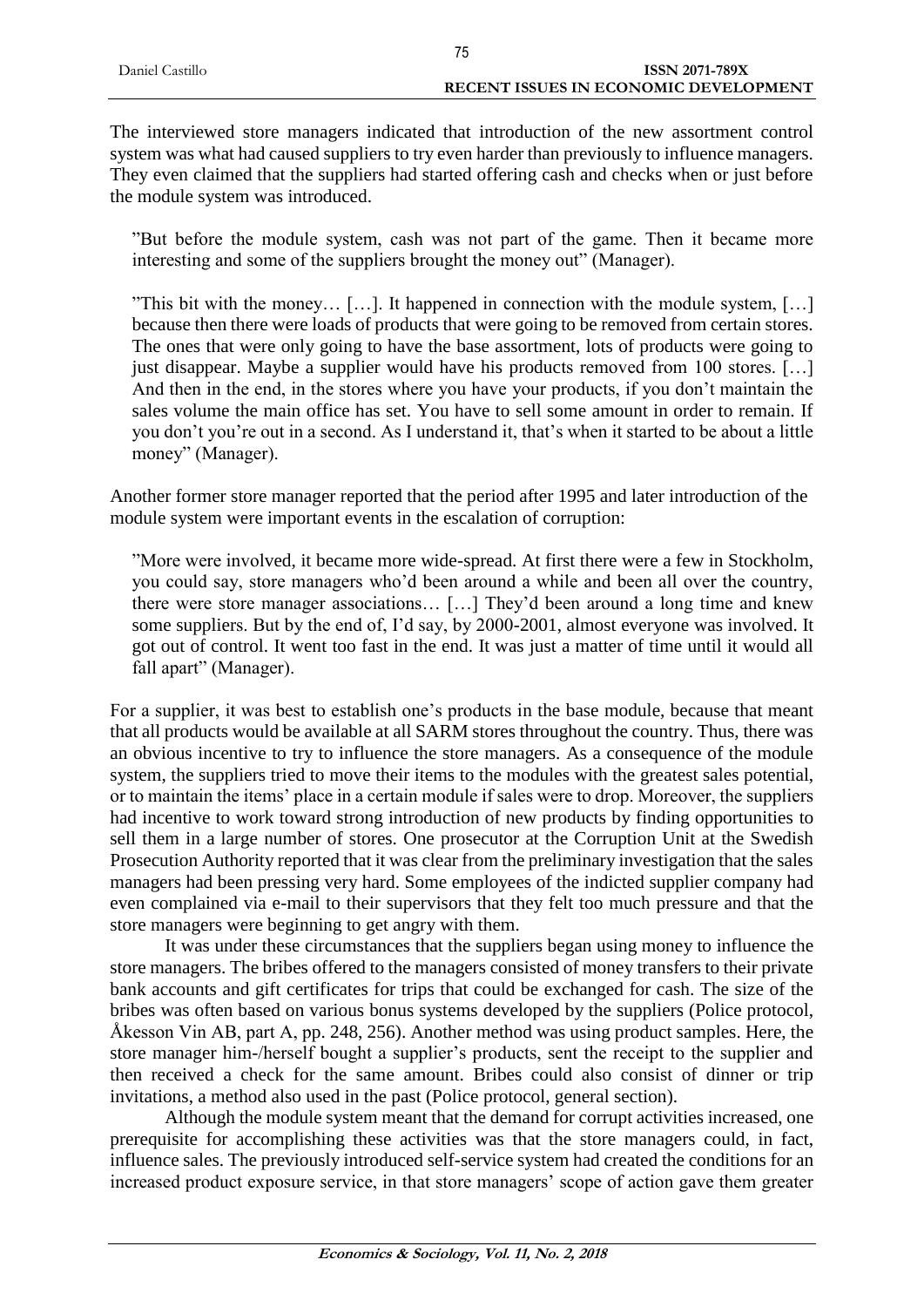The interviewed store managers indicated that introduction of the new assortment control system was what had caused suppliers to try even harder than previously to influence managers. They even claimed that the suppliers had started offering cash and checks when or just before the module system was introduced.

> ”But before the module system, cash was not part of the game. Then it became more interesting and some of the suppliers brought the money out” (Manager).

> ”This bit with the money… […]. It happened in connection with the module system, […] because then there were loads of products that were going to be removed from certain stores. The ones that were only going to have the base assortment, lots of products were going to just disappear. Maybe a supplier would have his products removed from 100 stores. […] And then in the end, in the stores where you have your products, if you don't maintain the sales volume the main office has set. You have to sell some amount in order to remain. If you don't you're out in a second. As I understand it, that's when it started to be about a little money” (Manager).

Another former store manager reported that the period after 1995 and later introduction of the module system were important events in the escalation of corruption:

> ”More were involved, it became more wide-spread. At first there were a few in Stockholm, you could say, store managers who'd been around a while and been all over the country, there were store manager associations… […] They'd been around a long time and knew some suppliers. But by the end of, I'd say, by 2000-2001, almost everyone was involved. It got out of control. It went too fast in the end. It was just a matter of time until it would all fall apart” (Manager).

For a supplier, it was best to establish one's products in the base module, because that meant that all products would be available at all SARM stores throughout the country. Thus, there was an obvious incentive to try to influence the store managers. As a consequence of the module system, the suppliers tried to move their items to the modules with the greatest sales potential, or to maintain the items' place in a certain module if sales were to drop. Moreover, the suppliers had incentive to work toward strong introduction of new products by finding opportunities to sell them in a large number of stores. One prosecutor at the Corruption Unit at the Swedish Prosecution Authority reported that it was clear from the preliminary investigation that the sales managers had been pressing very hard. Some employees of the indicted supplier company had even complained via e-mail to their supervisors that they felt too much pressure and that the store managers were beginning to get angry with them.

It was under these circumstances that the suppliers began using money to influence the store managers. The bribes offered to the managers consisted of money transfers to their private bank accounts and gift certificates for trips that could be exchanged for cash. The size of the bribes was often based on various bonus systems developed by the suppliers (Police protocol, Åkesson Vin AB, part A, pp. 248, 256). Another method was using product samples. Here, the store manager him-/herself bought a supplier's products, sent the receipt to the supplier and then received a check for the same amount. Bribes could also consist of dinner or trip invitations, a method also used in the past (Police protocol, general section).

Although the module system meant that the demand for corrupt activities increased, one prerequisite for accomplishing these activities was that the store managers could, in fact, influence sales. The previously introduced self-service system had created the conditions for an increased product exposure service, in that store managers' scope of action gave them greater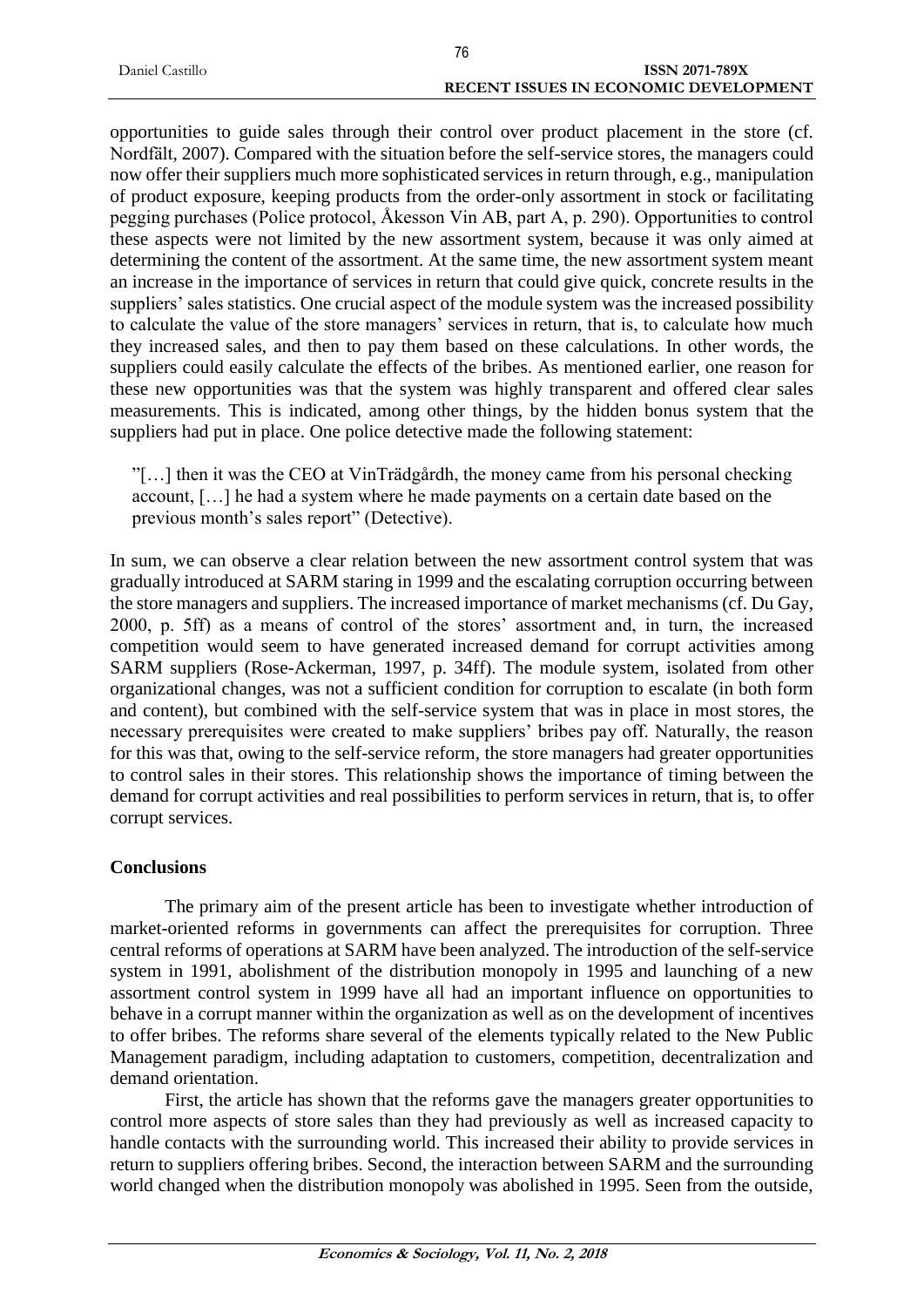opportunities to guide sales through their control over product placement in the store (cf. Nordfält, 2007). Compared with the situation before the self-service stores, the managers could now offer their suppliers much more sophisticated services in return through, e.g., manipulation of product exposure, keeping products from the order-only assortment in stock or facilitating pegging purchases (Police protocol, Åkesson Vin AB, part A, p. 290). Opportunities to control these aspects were not limited by the new assortment system, because it was only aimed at determining the content of the assortment. At the same time, the new assortment system meant an increase in the importance of services in return that could give quick, concrete results in the suppliers' sales statistics. One crucial aspect of the module system was the increased possibility to calculate the value of the store managers' services in return, that is, to calculate how much they increased sales, and then to pay them based on these calculations. In other words, the suppliers could easily calculate the effects of the bribes. As mentioned earlier, one reason for these new opportunities was that the system was highly transparent and offered clear sales measurements. This is indicated, among other things, by the hidden bonus system that the suppliers had put in place. One police detective made the following statement:

> "[…] then it was the CEO at VinTrädgårdh, the money came from his personal checking account, […] he had a system where he made payments on a certain date based on the previous month's sales report" (Detective).

In sum, we can observe a clear relation between the new assortment control system that was gradually introduced at SARM staring in 1999 and the escalating corruption occurring between the store managers and suppliers. The increased importance of market mechanisms (cf. Du Gay, 2000, p. 5ff) as a means of control of the stores' assortment and, in turn, the increased competition would seem to have generated increased demand for corrupt activities among SARM suppliers (Rose-Ackerman, 1997, p. 34ff). The module system, isolated from other organizational changes, was not a sufficient condition for corruption to escalate (in both form and content), but combined with the self-service system that was in place in most stores, the necessary prerequisites were created to make suppliers' bribes pay off. Naturally, the reason for this was that, owing to the self-service reform, the store managers had greater opportunities to control sales in their stores. This relationship shows the importance of timing between the demand for corrupt activities and real possibilities to perform services in return, that is, to offer corrupt services.

## Conclusions

The primary aim of the present article has been to investigate whether introduction of market-oriented reforms in governments can affect the prerequisites for corruption. Three central reforms of operations at SARM have been analyzed. The introduction of the self-service system in 1991, abolishment of the distribution monopoly in 1995 and launching of a new assortment control system in 1999 have all had an important influence on opportunities to behave in a corrupt manner within the organization as well as on the development of incentives to offer bribes. The reforms share several of the elements typically related to the New Public Management paradigm, including adaptation to customers, competition, decentralization and demand orientation.

First, the article has shown that the reforms gave the managers greater opportunities to control more aspects of store sales than they had previously as well as increased capacity to handle contacts with the surrounding world. This increased their ability to provide services in return to suppliers offering bribes. Second, the interaction between SARM and the surrounding world changed when the distribution monopoly was abolished in 1995. Seen from the outside,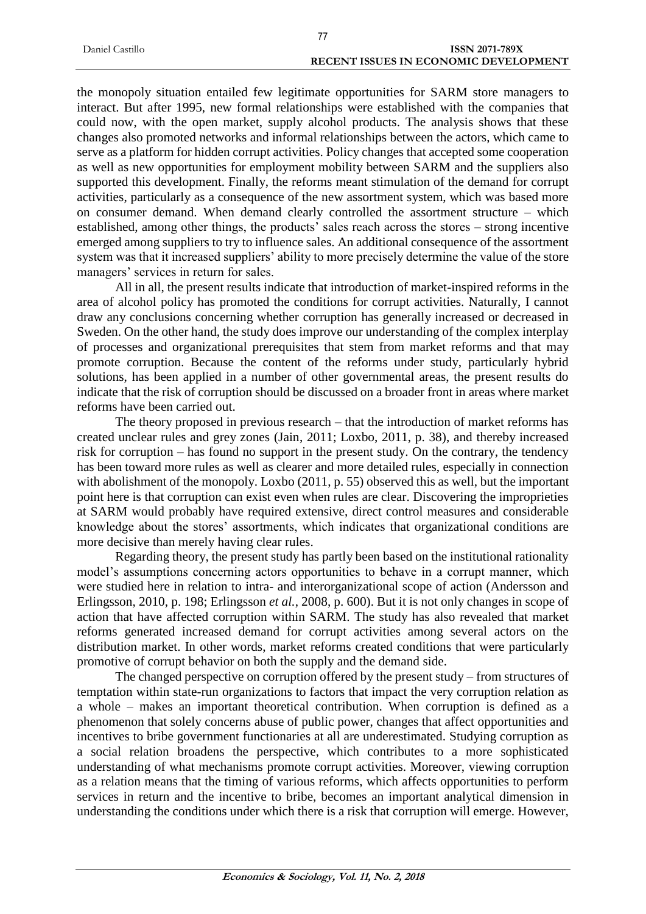the monopoly situation entailed few legitimate opportunities for SARM store managers to interact. But after 1995, new formal relationships were established with the companies that could now, with the open market, supply alcohol products. The analysis shows that these changes also promoted networks and informal relationships between the actors, which came to serve as a platform for hidden corrupt activities. Policy changes that accepted some cooperation as well as new opportunities for employment mobility between SARM and the suppliers also supported this development. Finally, the reforms meant stimulation of the demand for corrupt activities, particularly as a consequence of the new assortment system, which was based more on consumer demand. When demand clearly controlled the assortment structure – which established, among other things, the products' sales reach across the stores – strong incentive emerged among suppliers to try to influence sales. An additional consequence of the assortment system was that it increased suppliers' ability to more precisely determine the value of the store managers' services in return for sales.

All in all, the present results indicate that introduction of market-inspired reforms in the area of alcohol policy has promoted the conditions for corrupt activities. Naturally, I cannot draw any conclusions concerning whether corruption has generally increased or decreased in Sweden. On the other hand, the study does improve our understanding of the complex interplay of processes and organizational prerequisites that stem from market reforms and that may promote corruption. Because the content of the reforms under study, particularly hybrid solutions, has been applied in a number of other governmental areas, the present results do indicate that the risk of corruption should be discussed on a broader front in areas where market reforms have been carried out.

The theory proposed in previous research – that the introduction of market reforms has created unclear rules and grey zones (Jain, 2011; Loxbo, 2011, p. 38), and thereby increased risk for corruption – has found no support in the present study. On the contrary, the tendency has been toward more rules as well as clearer and more detailed rules, especially in connection with abolishment of the monopoly. Loxbo (2011, p. 55) observed this as well, but the important point here is that corruption can exist even when rules are clear. Discovering the improprieties at SARM would probably have required extensive, direct control measures and considerable knowledge about the stores' assortments, which indicates that organizational conditions are more decisive than merely having clear rules.

Regarding theory, the present study has partly been based on the institutional rationality model's assumptions concerning actors opportunities to behave in a corrupt manner, which were studied here in relation to intra- and interorganizational scope of action (Andersson and Erlingsson, 2010, p. 198; Erlingsson *et al.*, 2008, p. 600). But it is not only changes in scope of action that have affected corruption within SARM. The study has also revealed that market reforms generated increased demand for corrupt activities among several actors on the distribution market. In other words, market reforms created conditions that were particularly promotive of corrupt behavior on both the supply and the demand side.

The changed perspective on corruption offered by the present study – from structures of temptation within state-run organizations to factors that impact the very corruption relation as a whole – makes an important theoretical contribution. When corruption is defined as a phenomenon that solely concerns abuse of public power, changes that affect opportunities and incentives to bribe government functionaries at all are underestimated. Studying corruption as a social relation broadens the perspective, which contributes to a more sophisticated understanding of what mechanisms promote corrupt activities. Moreover, viewing corruption as a relation means that the timing of various reforms, which affects opportunities to perform services in return and the incentive to bribe, becomes an important analytical dimension in understanding the conditions under which there is a risk that corruption will emerge. However,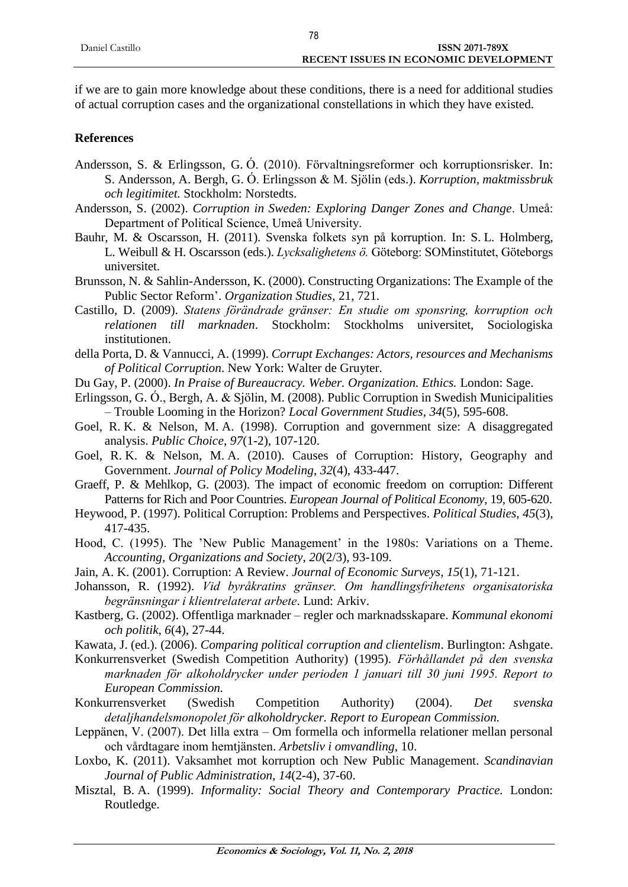if we are to gain more knowledge about these conditions, there is a need for additional studies of actual corruption cases and the organizational constellations in which they have existed.

## References

Andersson, S. & Erlingsson, G. Ó. (2010). Förvaltningsreformer och korruptionsrisker. In: S. Andersson, A. Bergh, G. Ó. Erlingsson & M. Sjölin (eds.). *Korruption, maktmissbruk och legitimitet.* Stockholm: Norstedts.

Andersson, S. (2002). *Corruption in Sweden: Exploring Danger Zones and Change*. Umeå: Department of Political Science, Umeå University.

Bauhr, M. & Oscarsson, H. (2011). Svenska folkets syn på korruption. In: S. L. Holmberg, L. Weibull & H. Oscarsson (eds.). *Lycksalighetens ö.* Göteborg: SOMinstitutet, Göteborgs universitet.

Brunsson, N. & Sahlin-Andersson, K. (2000). Constructing Organizations: The Example of the Public Sector Reform'. *Organization Studies*, 21, 721.

Castillo, D. (2009). *Statens förändrade gränser: En studie om sponsring, korruption och relationen till marknaden*. Stockholm: Stockholms universitet, Sociologiska institutionen.

della Porta, D. & Vannucci, A. (1999). *Corrupt Exchanges: Actors, resources and Mechanisms of Political Corruption*. New York: Walter de Gruyter.

Du Gay, P. (2000). *In Praise of Bureaucracy. Weber. Organization. Ethics.* London: Sage.

Erlingsson, G. Ó., Bergh, A. & Sjölin, M. (2008). Public Corruption in Swedish Municipalities – Trouble Looming in the Horizon? *Local Government Studies*, *34*(5), 595-608.

Goel, R. K. & Nelson, M. A. (1998). Corruption and government size: A disaggregated analysis. *Public Choice*, *97*(1-2), 107-120.

Goel, R. K. & Nelson, M. A. (2010). Causes of Corruption: History, Geography and Government. *Journal of Policy Modeling*, *32*(4), 433-447.

Graeff, P. & Mehlkop, G. (2003). The impact of economic freedom on corruption: Different Patterns for Rich and Poor Countries. *European Journal of Political Economy*, 19, 605-620.

Heywood, P. (1997). Political Corruption: Problems and Perspectives. *Political Studies*, *45*(3), 417-435.

Hood, C. (1995). The 'New Public Management' in the 1980s: Variations on a Theme. *Accounting, Organizations and Society*, *20*(2/3), 93-109.

Jain, A. K. (2001). Corruption: A Review. *Journal of Economic Surveys*, *15*(1), 71-121.

Johansson, R. (1992). *Vid byråkratins gränser. Om handlingsfrihetens organisatoriska begränsningar i klientrelaterat arbete*. Lund: Arkiv.

Kastberg, G. (2002). Offentliga marknader – regler och marknadsskapare. *Kommunal ekonomi och politik*, *6*(4), 27-44.

Kawata, J. (ed.). (2006). *Comparing political corruption and clientelism*. Burlington: Ashgate.

Konkurrensverket (Swedish Competition Authority) (1995). *Förhållandet på den svenska marknaden för alkoholdrycker under perioden 1 januari till 30 juni 1995. Report to European Commission.*

Konkurrensverket (Swedish Competition Authority) (2004). *Det svenska detaljhandelsmonopolet för alkoholdrycker. Report to European Commission.*

Leppänen, V. (2007). Det lilla extra – Om formella och informella relationer mellan personal och vårdtagare inom hemtjänsten. *Arbetsliv i omvandling*, 10.

Loxbo, K. (2011). Vaksamhet mot korruption och New Public Management. *Scandinavian Journal of Public Administration*, *14*(2-4), 37-60.

Misztal, B. A. (1999). *Informality: Social Theory and Contemporary Practice.* London: Routledge.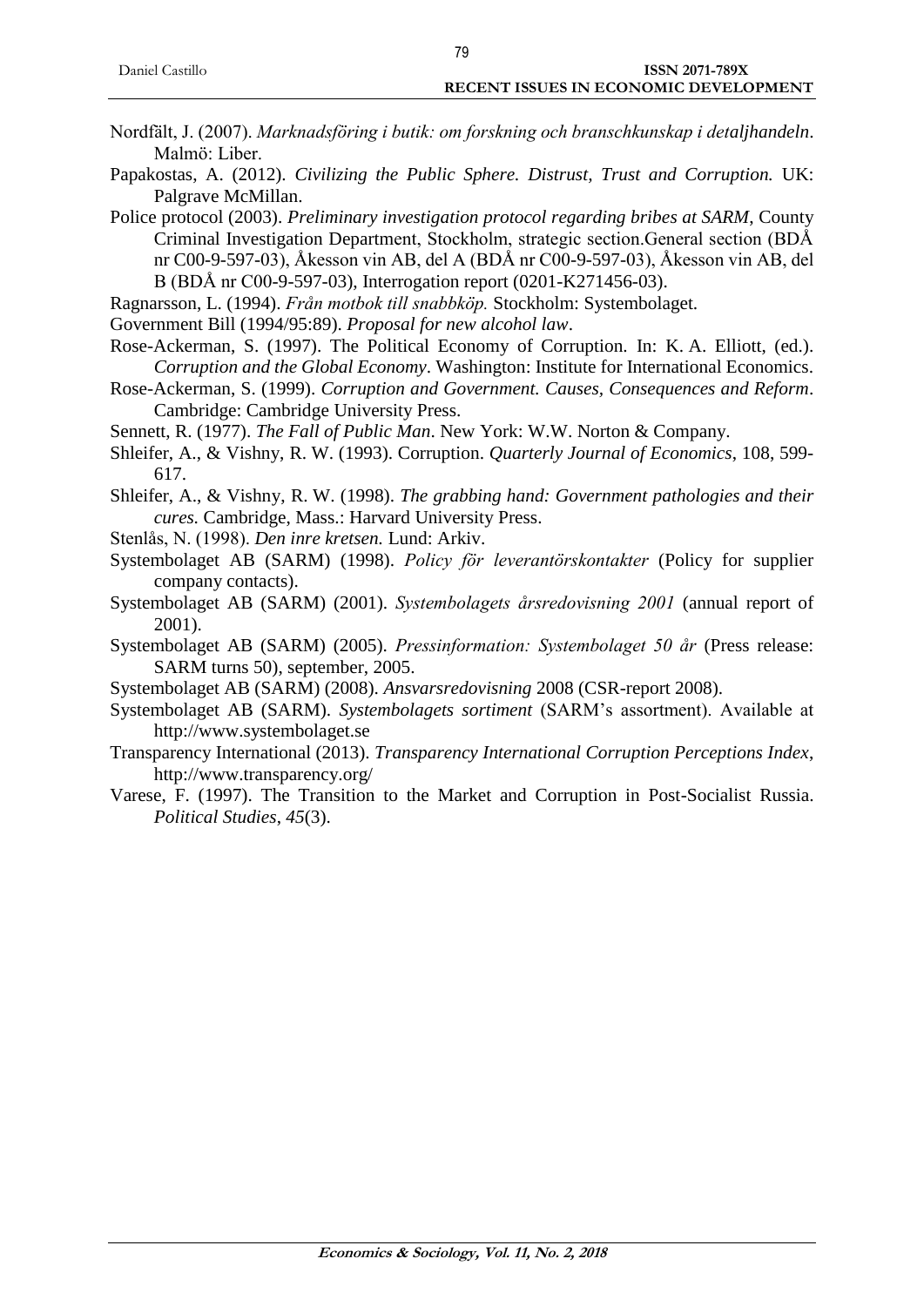Nordfält, J. (2007). *Marknadsföring i butik: om forskning och branschkunskap i detaljhandeln*. Malmö: Liber.

Papakostas, A. (2012). *Civilizing the Public Sphere. Distrust, Trust and Corruption.* UK: Palgrave McMillan.

Police protocol (2003). *Preliminary investigation protocol regarding bribes at SARM*, County Criminal Investigation Department, Stockholm, strategic section.General section (BDÅ nr C00-9-597-03), Åkesson vin AB, del A (BDÅ nr C00-9-597-03), Åkesson vin AB, del B (BDÅ nr C00-9-597-03), Interrogation report (0201-K271456-03).

Ragnarsson, L. (1994). *Från motbok till snabbköp.* Stockholm: Systembolaget.

Government Bill (1994/95:89). *Proposal for new alcohol law*.

Rose-Ackerman, S. (1997). The Political Economy of Corruption. In: K. A. Elliott, (ed.). *Corruption and the Global Economy*. Washington: Institute for International Economics.

Rose-Ackerman, S. (1999). *Corruption and Government. Causes, Consequences and Reform*. Cambridge: Cambridge University Press.

Sennett, R. (1977). *The Fall of Public Man*. New York: W.W. Norton & Company.

Shleifer, A., & Vishny, R. W. (1993). Corruption. *Quarterly Journal of Economics*, 108, 599-617.

Shleifer, A., & Vishny, R. W. (1998). *The grabbing hand: Government pathologies and their cures.* Cambridge, Mass.: Harvard University Press.

Stenlås, N. (1998). *Den inre kretsen.* Lund: Arkiv.

Systembolaget AB (SARM) (1998). *Policy för leverantörskontakter* (Policy for supplier company contacts).

Systembolaget AB (SARM) (2001). *Systembolagets årsredovisning 2001* (annual report of 2001).

Systembolaget AB (SARM) (2005). *Pressinformation: Systembolaget 50 år* (Press release: SARM turns 50), september, 2005.

Systembolaget AB (SARM) (2008). *Ansvarsredovisning* 2008 (CSR-report 2008).

Systembolaget AB (SARM). *Systembolagets sortiment* (SARM's assortment). Available at http://www.systembolaget.se

Transparency International (2013). *Transparency International Corruption Perceptions Index*, http://www.transparency.org/

Varese, F. (1997). The Transition to the Market and Corruption in Post-Socialist Russia. *Political Studies*, *45*(3).